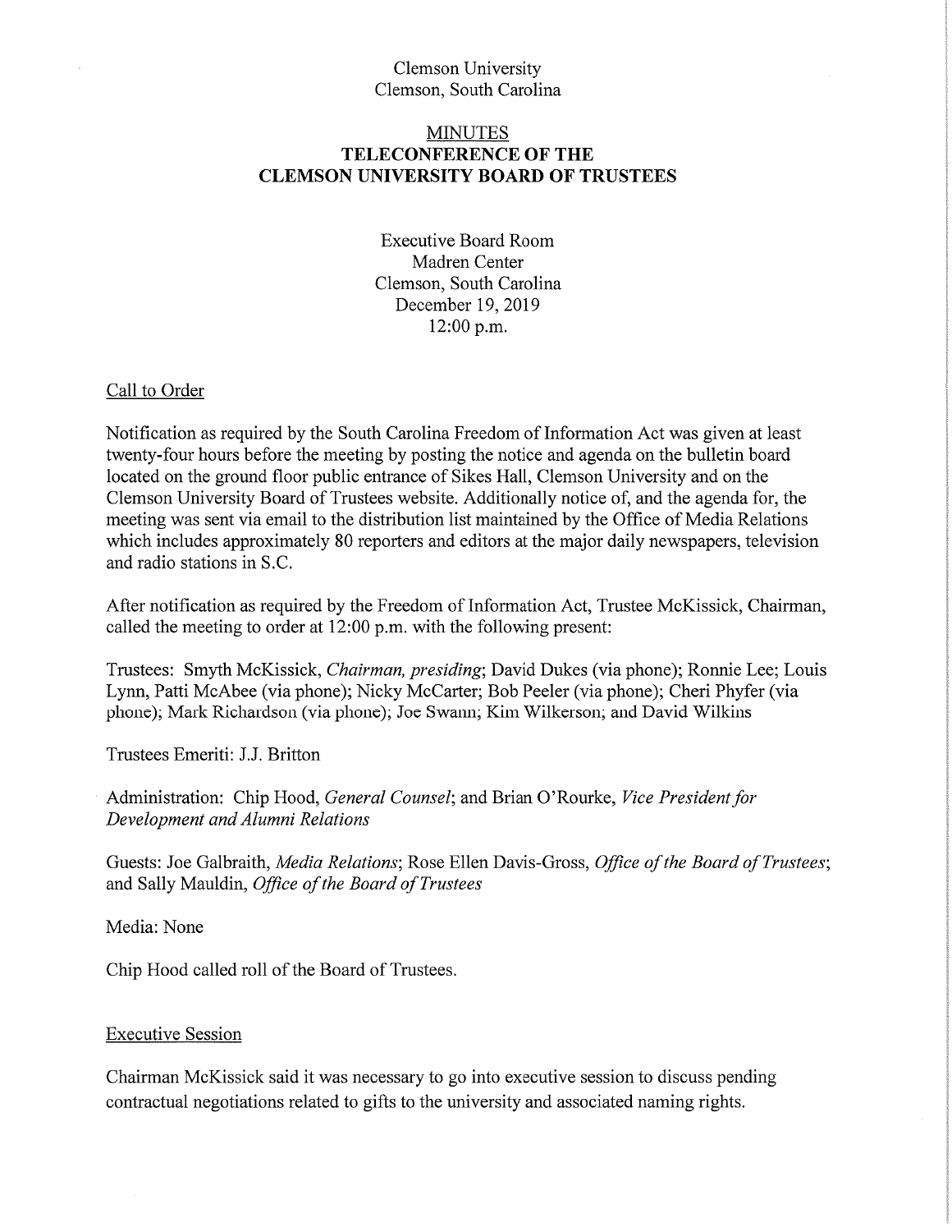Clemson University
Clemson, South Carolina

# MINUTES
## TELECONFERENCE OF THE CLEMSON UNIVERSITY BOARD OF TRUSTEES

Executive Board Room
Madren Center
Clemson, South Carolina
December 19, 2019
12:00 p.m.

### Call to Order

Notification as required by the South Carolina Freedom of Information Act was given at least twenty-four hours before the meeting by posting the notice and agenda on the bulletin board located on the ground floor public entrance of Sikes Hall, Clemson University and on the Clemson University Board of Trustees website. Additionally notice of, and the agenda for, the meeting was sent via email to the distribution list maintained by the Office of Media Relations which includes approximately 80 reporters and editors at the major daily newspapers, television and radio stations in S.C.

After notification as required by the Freedom of Information Act, Trustee McKissick, Chairman, called the meeting to order at 12:00 p.m. with the following present:

Trustees: Smyth McKissick, *Chairman, presiding*; David Dukes (via phone); Ronnie Lee; Louis Lynn, Patti McAbee (via phone); Nicky McCarter; Bob Peeler (via phone); Cheri Phyfer (via phone); Mark Richardson (via phone); Joe Swann; Kim Wilkerson; and David Wilkins

Trustees Emeriti: J.J. Britton

Administration: Chip Hood, *General Counsel*; and Brian O'Rourke, *Vice President for Development and Alumni Relations*

Guests: Joe Galbraith, *Media Relations*; Rose Ellen Davis-Gross, *Office of the Board of Trustees*; and Sally Mauldin, *Office of the Board of Trustees*

Media: None

Chip Hood called roll of the Board of Trustees.

### Executive Session

Chairman McKissick said it was necessary to go into executive session to discuss pending contractual negotiations related to gifts to the university and associated naming rights.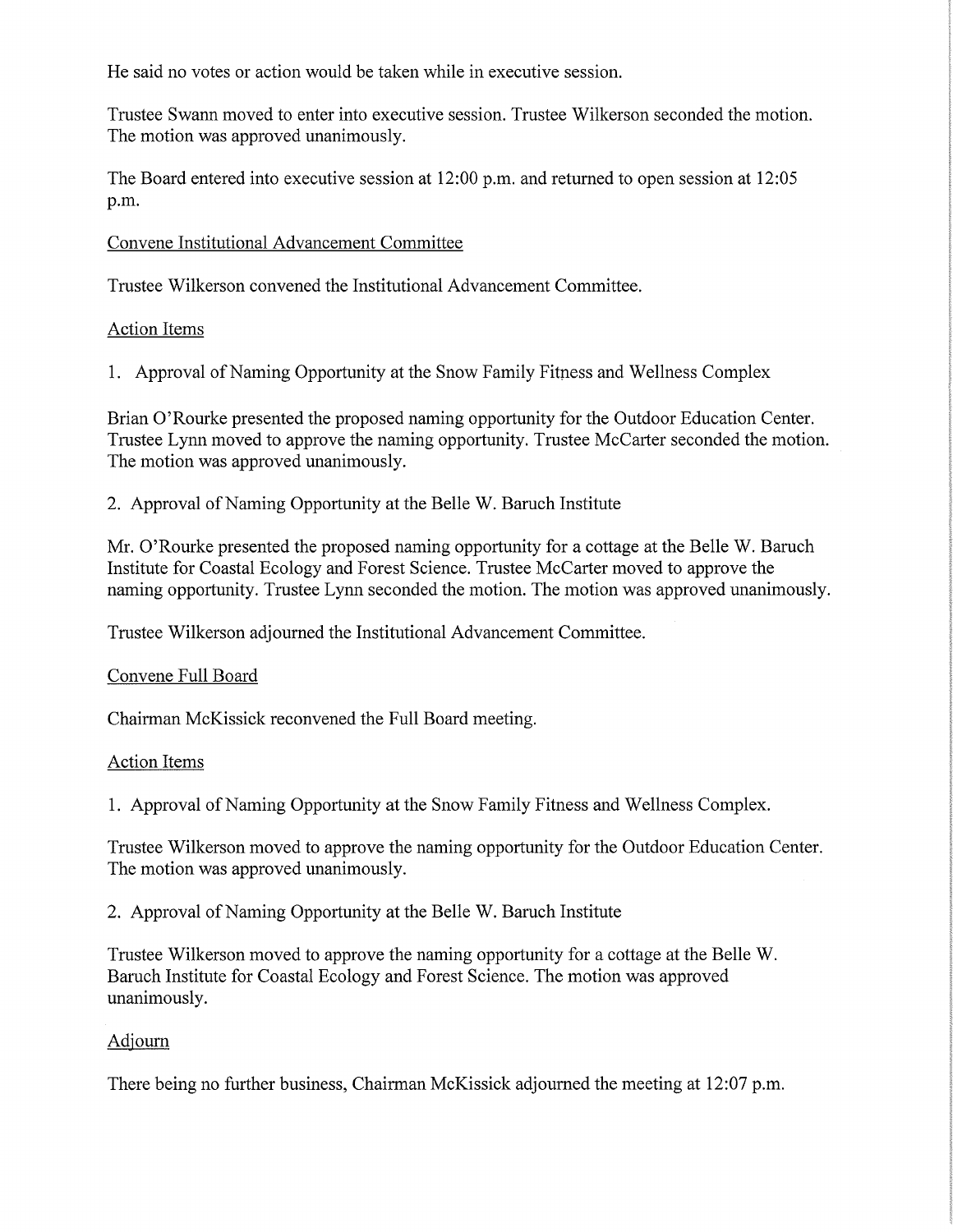He said no votes or action would be taken while in executive session.

Trustee Swann moved to enter into executive session. Trustee Wilkerson seconded the motion. The motion was approved unanimously.

The Board entered into executive session at 12:00 p.m. and returned to open session at 12:05 p.m.

Convene Institutional Advancement Committee

Trustee Wilkerson convened the Institutional Advancement Committee.

Action Items

1. Approval of Naming Opportunity at the Snow Family Fitness and Wellness Complex

Brian O'Rourke presented the proposed naming opportunity for the Outdoor Education Center. Trustee Lynn moved to approve the naming opportunity. Trustee McCarter seconded the motion. The motion was approved unanimously.

2. Approval of Naming Opportunity at the Belle W. Baruch Institute

Mr. O'Rourke presented the proposed naming opportunity for a cottage at the Belle W. Baruch Institute for Coastal Ecology and Forest Science. Trustee McCarter moved to approve the naming opportunity. Trustee Lynn seconded the motion. The motion was approved unanimously.

Trustee Wilkerson adjourned the Institutional Advancement Committee.

Convene Full Board

Chairman McKissick reconvened the Full Board meeting.

Action Items

1. Approval of Naming Opportunity at the Snow Family Fitness and Wellness Complex.

Trustee Wilkerson moved to approve the naming opportunity for the Outdoor Education Center. The motion was approved unanimously.

2. Approval of Naming Opportunity at the Belle W. Baruch Institute

Trustee Wilkerson moved to approve the naming opportunity for a cottage at the Belle W. Baruch Institute for Coastal Ecology and Forest Science. The motion was approved unanimously.

Adjourn

There being no further business, Chairman McKissick adjourned the meeting at 12:07 p.m.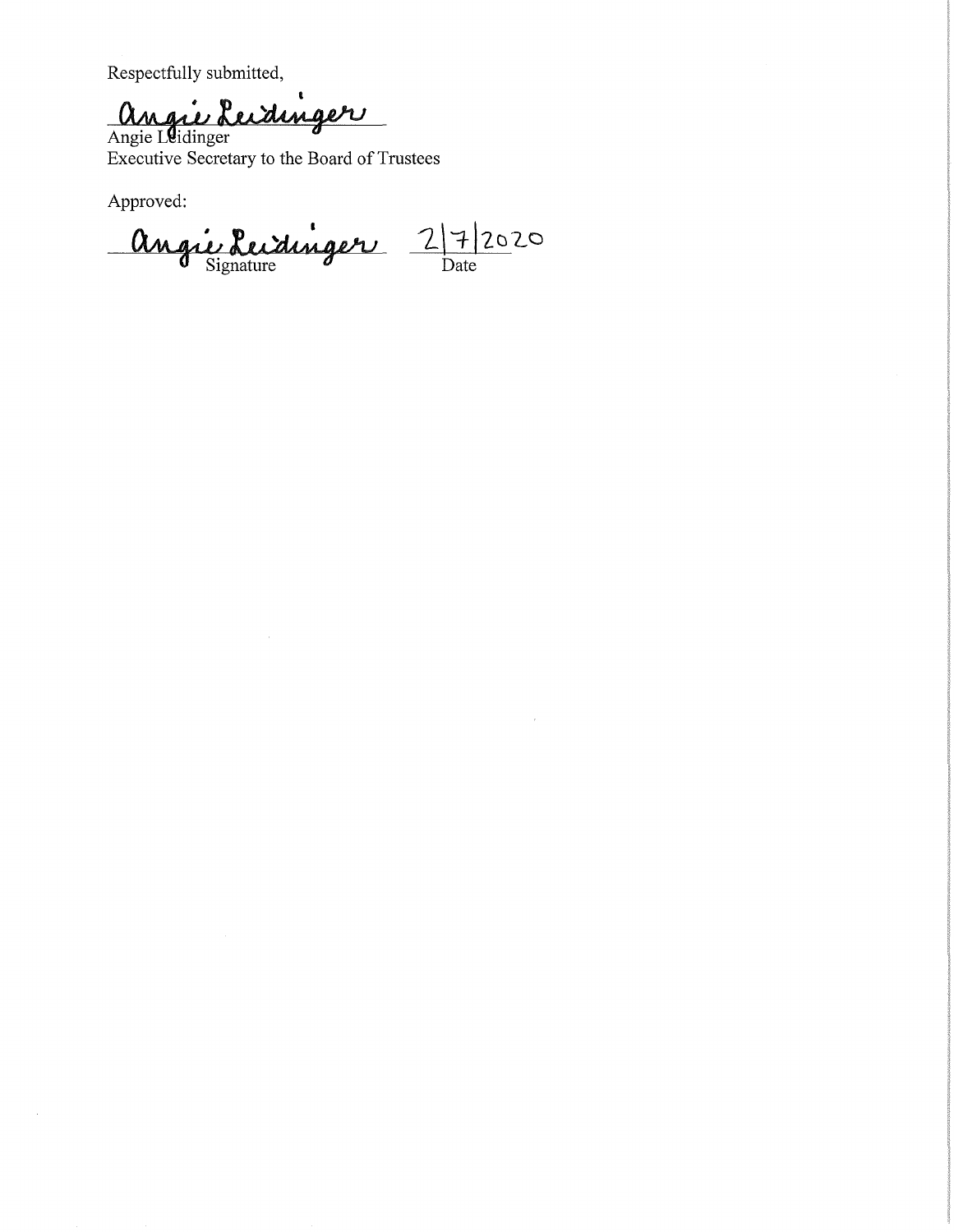Respectfully submitted,

Angie Leidinger

Angie Leidinger
Executive Secretary to the Board of Trustees

Approved:

Angie Leidinger 2/7/2020

Signature Date